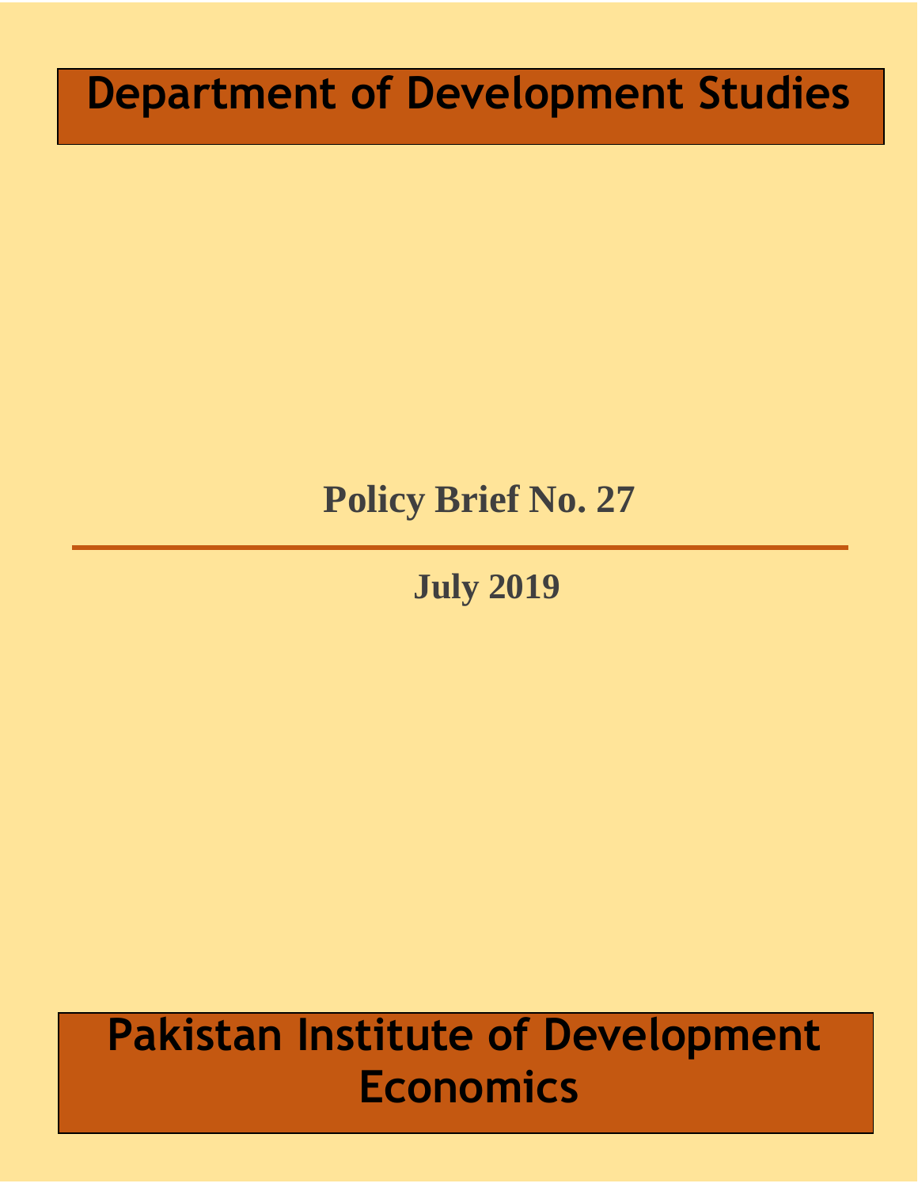# Department of Development Studies

## Policy Brief No. 27

**July 2019**

# Pakistan Institute of Development Economics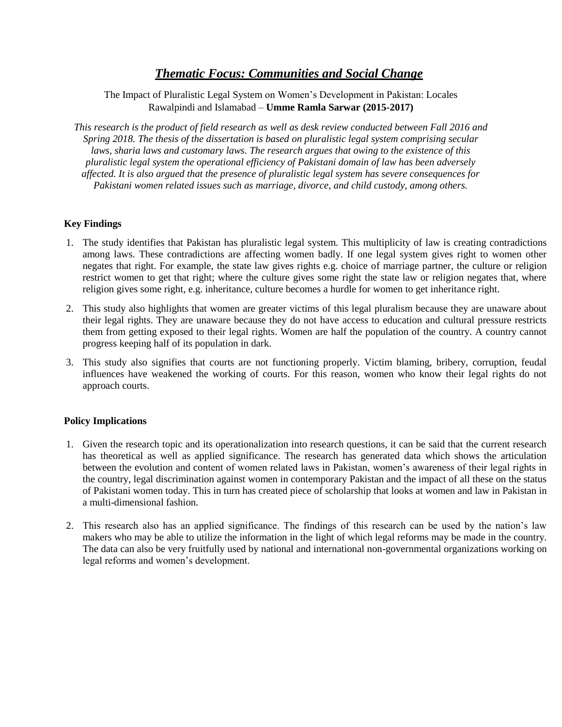## ***Thematic Focus: Communities and Social Change***

The Impact of Pluralistic Legal System on Women's Development in Pakistan: Locales Rawalpindi and Islamabad – **Umme Ramla Sarwar (2015-2017)**

*This research is the product of field research as well as desk review conducted between Fall 2016 and Spring 2018. The thesis of the dissertation is based on pluralistic legal system comprising secular laws, sharia laws and customary laws. The research argues that owing to the existence of this pluralistic legal system the operational efficiency of Pakistani domain of law has been adversely affected. It is also argued that the presence of pluralistic legal system has severe consequences for Pakistani women related issues such as marriage, divorce, and child custody, among others.*

### Key Findings

1. The study identifies that Pakistan has pluralistic legal system. This multiplicity of law is creating contradictions among laws. These contradictions are affecting women badly. If one legal system gives right to women other negates that right. For example, the state law gives rights e.g. choice of marriage partner, the culture or religion restrict women to get that right; where the culture gives some right the state law or religion negates that, where religion gives some right, e.g. inheritance, culture becomes a hurdle for women to get inheritance right.
2. This study also highlights that women are greater victims of this legal pluralism because they are unaware about their legal rights. They are unaware because they do not have access to education and cultural pressure restricts them from getting exposed to their legal rights. Women are half the population of the country. A country cannot progress keeping half of its population in dark.
3. This study also signifies that courts are not functioning properly. Victim blaming, bribery, corruption, feudal influences have weakened the working of courts. For this reason, women who know their legal rights do not approach courts.

### Policy Implications

1. Given the research topic and its operationalization into research questions, it can be said that the current research has theoretical as well as applied significance. The research has generated data which shows the articulation between the evolution and content of women related laws in Pakistan, women's awareness of their legal rights in the country, legal discrimination against women in contemporary Pakistan and the impact of all these on the status of Pakistani women today. This in turn has created piece of scholarship that looks at women and law in Pakistan in a multi-dimensional fashion.
2. This research also has an applied significance. The findings of this research can be used by the nation's law makers who may be able to utilize the information in the light of which legal reforms may be made in the country. The data can also be very fruitfully used by national and international non-governmental organizations working on legal reforms and women's development.